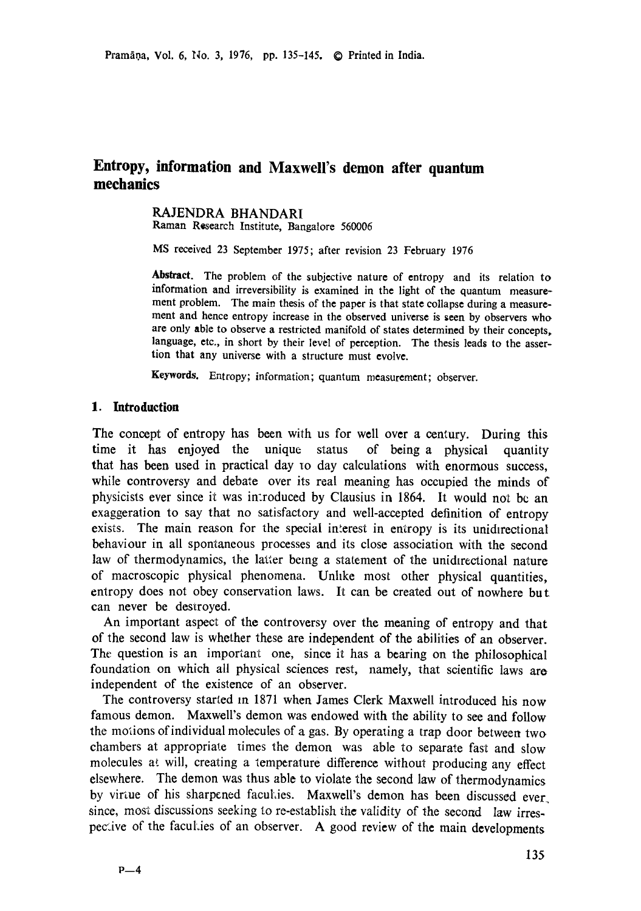# Entropy, information and Maxwell's demon after quantum mechanics

RAJENDRA BHANDARI
Raman Research Institute, Bangalore 560006

MS received 23 September 1975; after revision 23 February 1976

**Abstract.** The problem of the subjective nature of entropy and its relation to information and irreversibility is examined in the light of the quantum measurement problem. The main thesis of the paper is that state collapse during a measurement and hence entropy increase in the observed universe is seen by observers who are only able to observe a restricted manifold of states determined by their concepts, language, etc., in short by their level of perception. The thesis leads to the assertion that any universe with a structure must evolve.

**Keywords.** Entropy; information; quantum measurement; observer.

## 1. Introduction

The concept of entropy has been with us for well over a century. During this time it has enjoyed the unique status of being a physical quantity that has been used in practical day to day calculations with enormous success, while controversy and debate over its real meaning has occupied the minds of physicists ever since it was introduced by Clausius in 1864. It would not be an exaggeration to say that no satisfactory and well-accepted definition of entropy exists. The main reason for the special interest in entropy is its unidirectional behaviour in all spontaneous processes and its close association with the second law of thermodynamics, the latter being a statement of the unidirectional nature of macroscopic physical phenomena. Unlike most other physical quantities, entropy does not obey conservation laws. It can be created out of nowhere but can never be destroyed.

An important aspect of the controversy over the meaning of entropy and that of the second law is whether these are independent of the abilities of an observer. The question is an important one, since it has a bearing on the philosophical foundation on which all physical sciences rest, namely, that scientific laws are independent of the existence of an observer.

The controversy started in 1871 when James Clerk Maxwell introduced his now famous demon. Maxwell's demon was endowed with the ability to see and follow the motions of individual molecules of a gas. By operating a trap door between two chambers at appropriate times the demon was able to separate fast and slow molecules at will, creating a temperature difference without producing any effect elsewhere. The demon was thus able to violate the second law of thermodynamics by virtue of his sharpened faculties. Maxwell's demon has been discussed ever since, most discussions seeking to re-establish the validity of the second law irrespective of the faculties of an observer. A good review of the main developments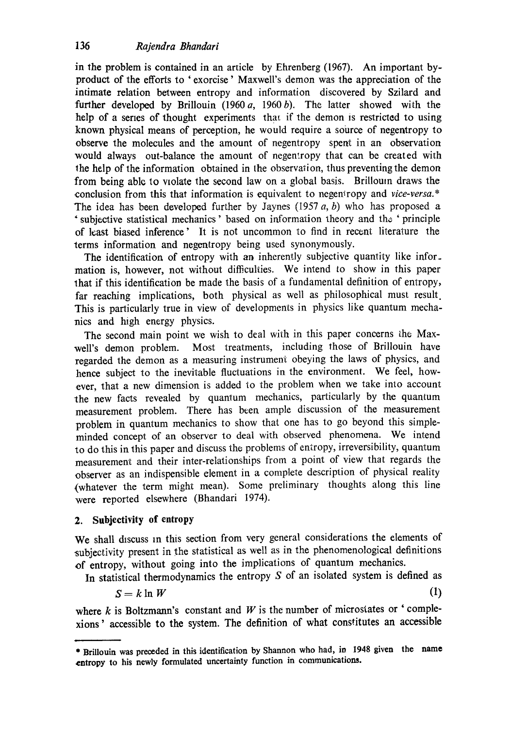in the problem is contained in an article by Ehrenberg (1967). An important by-product of the efforts to 'exorcise' Maxwell's demon was the appreciation of the intimate relation between entropy and information discovered by Szilard and further developed by Brillouin (1960 *a*, 1960 *b*). The latter showed with the help of a series of thought experiments that if the demon is restricted to using known physical means of perception, he would require a source of negentropy to observe the molecules and the amount of negentropy spent in an observation would always out-balance the amount of negentropy that can be created with the help of the information obtained in the observation, thus preventing the demon from being able to violate the second law on a global basis. Brillouin draws the conclusion from this that information is equivalent to negentropy and *vice-versa.** The idea has been developed further by Jaynes (1957 *a*, *b*) who has proposed a 'subjective statistical mechanics' based on information theory and the 'principle of least biased inference' It is not uncommon to find in recent literature the terms information and negentropy being used synonymously.

The identification of entropy with an inherently subjective quantity like information is, however, not without difficulties. We intend to show in this paper that if this identification be made the basis of a fundamental definition of entropy, far reaching implications, both physical as well as philosophical must result. This is particularly true in view of developments in physics like quantum mechanics and high energy physics.

The second main point we wish to deal with in this paper concerns the Maxwell's demon problem. Most treatments, including those of Brillouin have regarded the demon as a measuring instrument obeying the laws of physics, and hence subject to the inevitable fluctuations in the environment. We feel, however, that a new dimension is added to the problem when we take into account the new facts revealed by quantum mechanics, particularly by the quantum measurement problem. There has been ample discussion of the measurement problem in quantum mechanics to show that one has to go beyond this simple-minded concept of an observer to deal with observed phenomena. We intend to do this in this paper and discuss the problems of entropy, irreversibility, quantum measurement and their inter-relationships from a point of view that regards the observer as an indispensible element in a complete description of physical reality (whatever the term might mean). Some preliminary thoughts along this line were reported elsewhere (Bhandari 1974).

## 2. Subjectivity of entropy

We shall discuss in this section from very general considerations the elements of subjectivity present in the statistical as well as in the phenomenological definitions of entropy, without going into the implications of quantum mechanics.

In statistical thermodynamics the entropy $S$ of an isolated system is defined as

$$S = k \ln W \tag{1}$$

where $k$ is Boltzmann's constant and $W$ is the number of microstates or 'complexions' accessible to the system. The definition of what constitutes an accessible

---

* Brillouin was preceded in this identification by Shannon who had, in 1948 given the name entropy to his newly formulated uncertainty function in communications.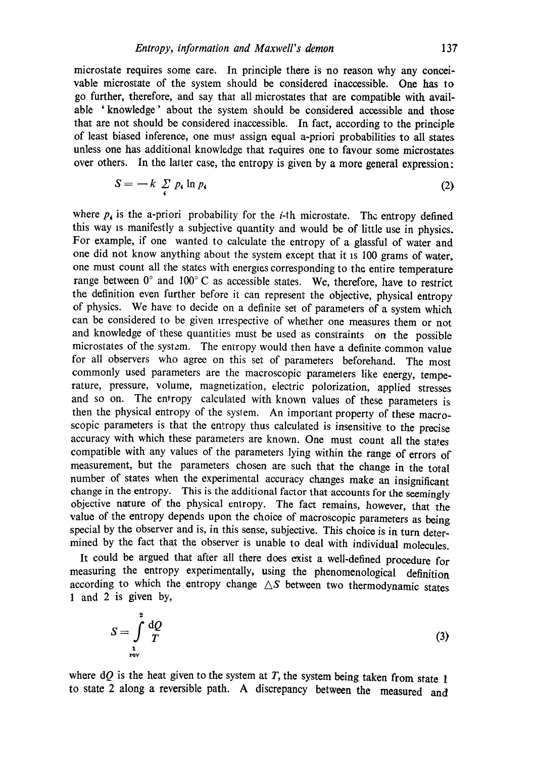microstate requires some care. In principle there is no reason why any conceivable microstate of the system should be considered inaccessible. One has to go further, therefore, and say that all microstates that are compatible with available 'knowledge' about the system should be considered accessible and those that are not should be considered inaccessible. In fact, according to the principle of least biased inference, one must assign equal a-priori probabilities to all states unless one has additional knowledge that requires one to favour some microstates over others. In the latter case, the entropy is given by a more general expression:

$$S = -k \sum_i p_i \ln p_i \tag{2}$$

where $p_i$ is the a-priori probability for the $i$-th microstate. The entropy defined this way is manifestly a subjective quantity and would be of little use in physics. For example, if one wanted to calculate the entropy of a glassful of water and one did not know anything about the system except that it is 100 grams of water, one must count all the states with energies corresponding to the entire temperature range between 0° and 100° C as accessible states. We, therefore, have to restrict the definition even further before it can represent the objective, physical entropy of physics. We have to decide on a definite set of parameters of a system which can be considered to be given irrespective of whether one measures them or not and knowledge of these quantities must be used as constraints on the possible microstates of the system. The entropy would then have a definite common value for all observers who agree on this set of parameters beforehand. The most commonly used parameters are the macroscopic parameters like energy, temperature, pressure, volume, magnetization, electric polorization, applied stresses and so on. The entropy calculated with known values of these parameters is then the physical entropy of the system. An important property of these macroscopic parameters is that the entropy thus calculated is insensitive to the precise accuracy with which these parameters are known. One must count all the states compatible with any values of the parameters lying within the range of errors of measurement, but the parameters chosen are such that the change in the total number of states when the experimental accuracy changes make an insignificant change in the entropy. This is the additional factor that accounts for the seemingly objective nature of the physical entropy. The fact remains, however, that the value of the entropy depends upon the choice of macroscopic parameters as being special by the observer and is, in this sense, subjective. This choice is in turn determined by the fact that the observer is unable to deal with individual molecules.

It could be argued that after all there does exist a well-defined procedure for measuring the entropy experimentally, using the phenomenological definition according to which the entropy change $\triangle S$ between two thermodynamic states 1 and 2 is given by,

$$S = \int_{\substack{1 \\ \text{rev}}}^{2} \frac{dQ}{T} \tag{3}$$

where $dQ$ is the heat given to the system at $T$, the system being taken from state 1 to state 2 along a reversible path. A discrepancy between the measured and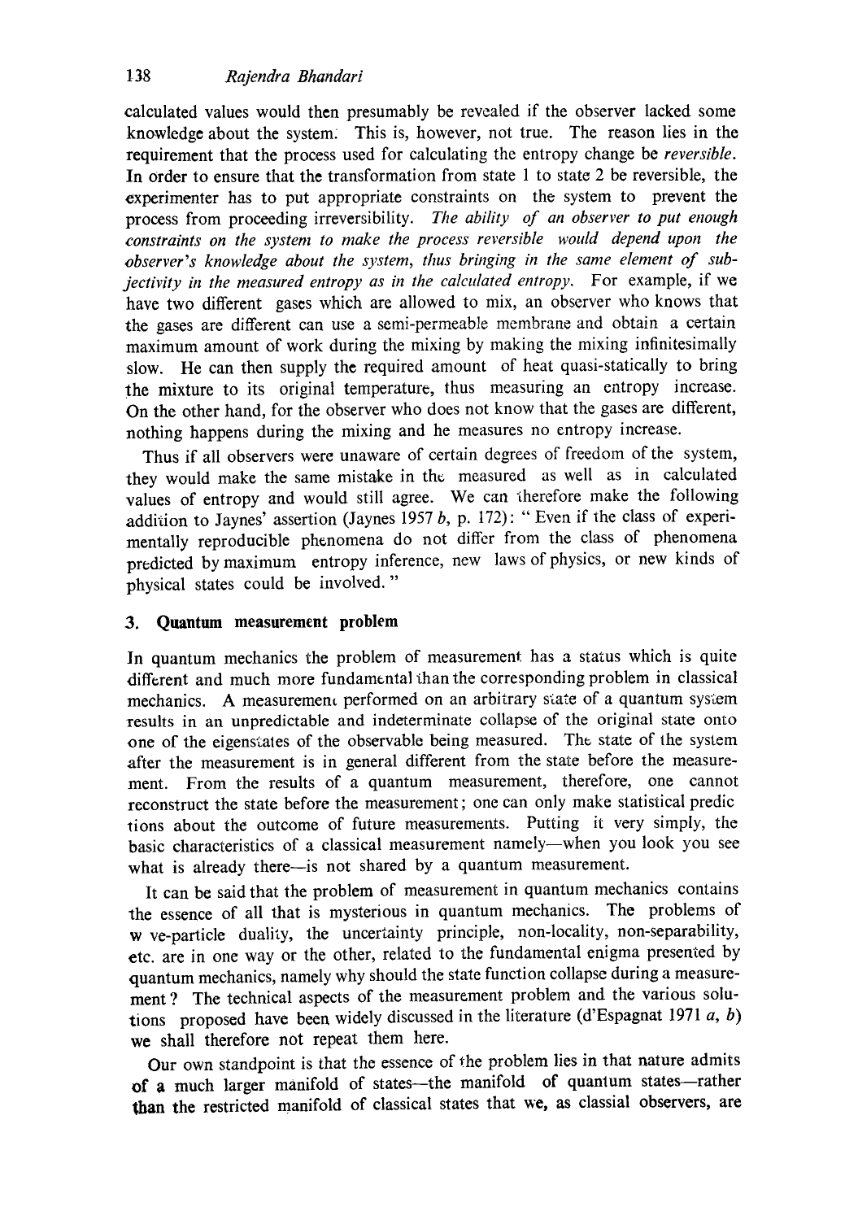calculated values would then presumably be revealed if the observer lacked some knowledge about the system. This is, however, not true. The reason lies in the requirement that the process used for calculating the entropy change be *reversible*. In order to ensure that the transformation from state 1 to state 2 be reversible, the experimenter has to put appropriate constraints on the system to prevent the process from proceeding irreversibility. *The ability of an observer to put enough constraints on the system to make the process reversible would depend upon the observer's knowledge about the system, thus bringing in the same element of subjectivity in the measured entropy as in the calculated entropy.* For example, if we have two different gases which are allowed to mix, an observer who knows that the gases are different can use a semi-permeable membrane and obtain a certain maximum amount of work during the mixing by making the mixing infinitesimally slow. He can then supply the required amount of heat quasi-statically to bring the mixture to its original temperature, thus measuring an entropy increase. On the other hand, for the observer who does not know that the gases are different, nothing happens during the mixing and he measures no entropy increase.

Thus if all observers were unaware of certain degrees of freedom of the system, they would make the same mistake in the measured as well as in calculated values of entropy and would still agree. We can therefore make the following addition to Jaynes' assertion (Jaynes 1957 *b*, p. 172): " Even if the class of experimentally reproducible phenomena do not differ from the class of phenomena predicted by maximum entropy inference, new laws of physics, or new kinds of physical states could be involved. "

## 3. Quantum measurement problem

In quantum mechanics the problem of measurement has a status which is quite different and much more fundamental than the corresponding problem in classical mechanics. A measurement performed on an arbitrary state of a quantum system results in an unpredictable and indeterminate collapse of the original state onto one of the eigenstates of the observable being measured. The state of the system after the measurement is in general different from the state before the measurement. From the results of a quantum measurement, therefore, one cannot reconstruct the state before the measurement; one can only make statistical predictions about the outcome of future measurements. Putting it very simply, the basic characteristics of a classical measurement namely—when you look you see what is already there—is not shared by a quantum measurement.

It can be said that the problem of measurement in quantum mechanics contains the essence of all that is mysterious in quantum mechanics. The problems of w ve-particle duality, the uncertainty principle, non-locality, non-separability, etc. are in one way or the other, related to the fundamental enigma presented by quantum mechanics, namely why should the state function collapse during a measurement? The technical aspects of the measurement problem and the various solutions proposed have been widely discussed in the literature (d'Espagnat 1971 *a*, *b*) we shall therefore not repeat them here.

Our own standpoint is that the essence of the problem lies in that nature admits of a much larger manifold of states—the manifold of quantum states—rather than the restricted manifold of classical states that we, as classial observers, are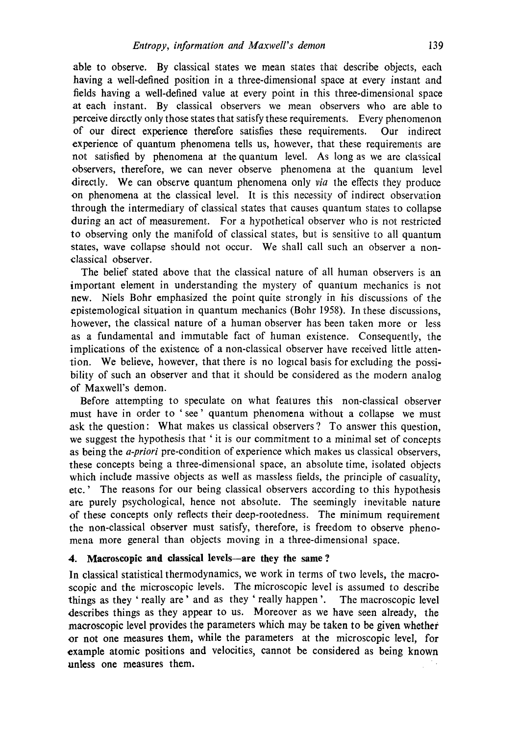able to observe. By classical states we mean states that describe objects, each having a well-defined position in a three-dimensional space at every instant and fields having a well-defined value at every point in this three-dimensional space at each instant. By classical observers we mean observers who are able to perceive directly only those states that satisfy these requirements. Every phenomenon of our direct experience therefore satisfies these requirements. Our indirect experience of quantum phenomena tells us, however, that these requirements are not satisfied by phenomena at the quantum level. As long as we are classical observers, therefore, we can never observe phenomena at the quantum level directly. We can observe quantum phenomena only *via* the effects they produce on phenomena at the classical level. It is this necessity of indirect observation through the intermediary of classical states that causes quantum states to collapse during an act of measurement. For a hypothetical observer who is not restricted to observing only the manifold of classical states, but is sensitive to all quantum states, wave collapse should not occur. We shall call such an observer a non-classical observer.

The belief stated above that the classical nature of all human observers is an important element in understanding the mystery of quantum mechanics is not new. Niels Bohr emphasized the point quite strongly in his discussions of the epistemological situation in quantum mechanics (Bohr 1958). In these discussions, however, the classical nature of a human observer has been taken more or less as a fundamental and immutable fact of human existence. Consequently, the implications of the existence of a non-classical observer have received little attention. We believe, however, that there is no logical basis for excluding the possibility of such an observer and that it should be considered as the modern analog of Maxwell's demon.

Before attempting to speculate on what features this non-classical observer must have in order to 'see' quantum phenomena without a collapse we must ask the question: What makes us classical observers? To answer this question, we suggest the hypothesis that 'it is our commitment to a minimal set of concepts as being the *a-priori* pre-condition of experience which makes us classical observers, these concepts being a three-dimensional space, an absolute time, isolated objects which include massive objects as well as massless fields, the principle of casuality, etc.' The reasons for our being classical observers according to this hypothesis are purely psychological, hence not absolute. The seemingly inevitable nature of these concepts only reflects their deep-rootedness. The minimum requirement the non-classical observer must satisfy, therefore, is freedom to observe phenomena more general than objects moving in a three-dimensional space.

## 4. Macroscopic and classical levels—are they the same?

In classical statistical thermodynamics, we work in terms of two levels, the macroscopic and the microscopic levels. The microscopic level is assumed to describe things as they 'really are' and as they 'really happen'. The macroscopic level describes things as they appear to us. Moreover as we have seen already, the macroscopic level provides the parameters which may be taken to be given whether or not one measures them, while the parameters at the microscopic level, for example atomic positions and velocities, cannot be considered as being known unless one measures them.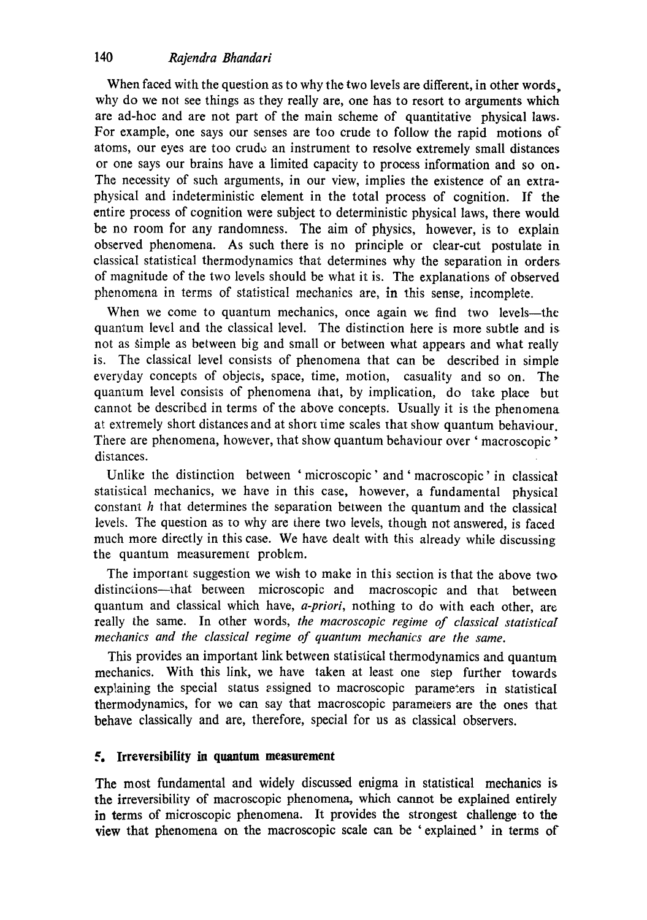When faced with the question as to why the two levels are different, in other words, why do we not see things as they really are, one has to resort to arguments which are ad-hoc and are not part of the main scheme of quantitative physical laws. For example, one says our senses are too crude to follow the rapid motions of atoms, our eyes are too crude an instrument to resolve extremely small distances or one says our brains have a limited capacity to process information and so on. The necessity of such arguments, in our view, implies the existence of an extra-physical and indeterministic element in the total process of cognition. If the entire process of cognition were subject to deterministic physical laws, there would be no room for any randomness. The aim of physics, however, is to explain observed phenomena. As such there is no principle or clear-cut postulate in classical statistical thermodynamics that determines why the separation in orders of magnitude of the two levels should be what it is. The explanations of observed phenomena in terms of statistical mechanics are, in this sense, incomplete.

When we come to quantum mechanics, once again we find two levels—the quantum level and the classical level. The distinction here is more subtle and is not as simple as between big and small or between what appears and what really is. The classical level consists of phenomena that can be described in simple everyday concepts of objects, space, time, motion, casuality and so on. The quantum level consists of phenomena that, by implication, do take place but cannot be described in terms of the above concepts. Usually it is the phenomena at extremely short distances and at short time scales that show quantum behaviour. There are phenomena, however, that show quantum behaviour over 'macroscopic' distances.

Unlike the distinction between 'microscopic' and 'macroscopic' in classical statistical mechanics, we have in this case, however, a fundamental physical constant $h$ that determines the separation between the quantum and the classical levels. The question as to why are there two levels, though not answered, is faced much more directly in this case. We have dealt with this already while discussing the quantum measurement problem.

The important suggestion we wish to make in this section is that the above two distinctions—that between microscopic and macroscopic and that between quantum and classical which have, *a-priori*, nothing to do with each other, are really the same. In other words, *the macroscopic regime of classical statistical mechanics and the classical regime of quantum mechanics are the same.*

This provides an important link between statistical thermodynamics and quantum mechanics. With this link, we have taken at least one step further towards explaining the special status assigned to macroscopic parameters in statistical thermodynamics, for we can say that macroscopic parameters are the ones that behave classically and are, therefore, special for us as classical observers.

## 5. Irreversibility in quantum measurement

The most fundamental and widely discussed enigma in statistical mechanics is the irreversibility of macroscopic phenomena, which cannot be explained entirely in terms of microscopic phenomena. It provides the strongest challenge to the view that phenomena on the macroscopic scale can be 'explained' in terms of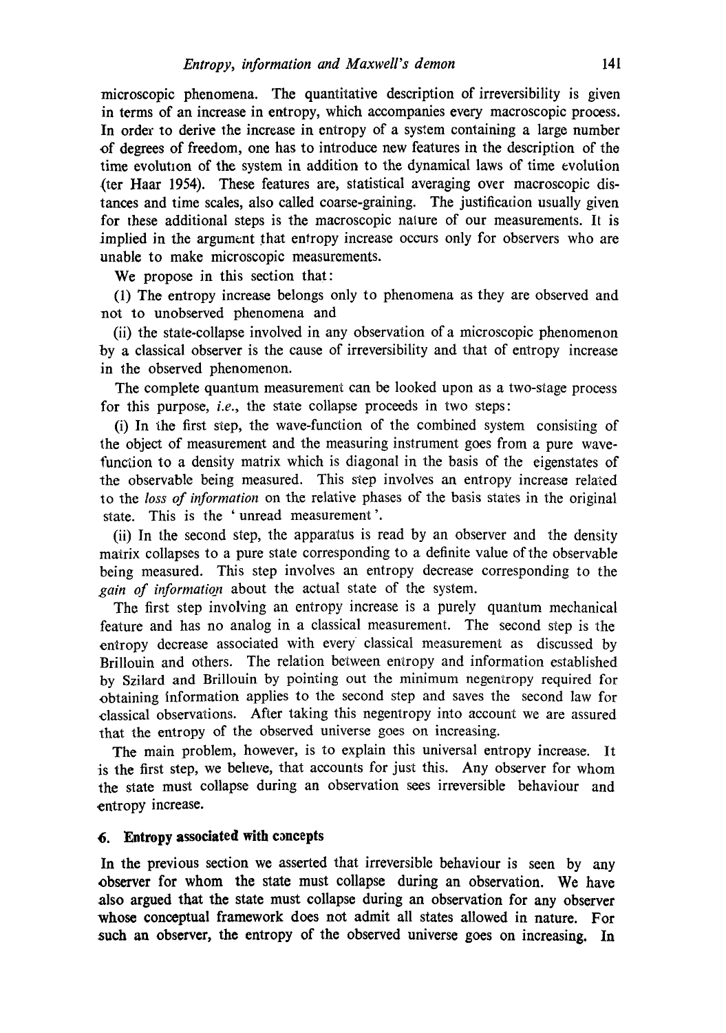microscopic phenomena. The quantitative description of irreversibility is given in terms of an increase in entropy, which accompanies every macroscopic process. In order to derive the increase in entropy of a system containing a large number of degrees of freedom, one has to introduce new features in the description of the time evolution of the system in addition to the dynamical laws of time evolution (ter Haar 1954). These features are, statistical averaging over macroscopic distances and time scales, also called coarse-graining. The justification usually given for these additional steps is the macroscopic nature of our measurements. It is implied in the argument that entropy increase occurs only for observers who are unable to make microscopic measurements.

We propose in this section that:

(1) The entropy increase belongs only to phenomena as they are observed and not to unobserved phenomena and

(ii) the state-collapse involved in any observation of a microscopic phenomenon by a classical observer is the cause of irreversibility and that of entropy increase in the observed phenomenon.

The complete quantum measurement can be looked upon as a two-stage process for this purpose, *i.e.*, the state collapse proceeds in two steps:

(i) In the first step, the wave-function of the combined system consisting of the object of measurement and the measuring instrument goes from a pure wave-function to a density matrix which is diagonal in the basis of the eigenstates of the observable being measured. This step involves an entropy increase related to the *loss of information* on the relative phases of the basis states in the original state. This is the 'unread measurement'.

(ii) In the second step, the apparatus is read by an observer and the density matrix collapses to a pure state corresponding to a definite value of the observable being measured. This step involves an entropy decrease corresponding to the *gain of information* about the actual state of the system.

The first step involving an entropy increase is a purely quantum mechanical feature and has no analog in a classical measurement. The second step is the entropy decrease associated with every classical measurement as discussed by Brillouin and others. The relation between entropy and information established by Szilard and Brillouin by pointing out the minimum negentropy required for obtaining information applies to the second step and saves the second law for classical observations. After taking this negentropy into account we are assured that the entropy of the observed universe goes on increasing.

The main problem, however, is to explain this universal entropy increase. It is the first step, we believe, that accounts for just this. Any observer for whom the state must collapse during an observation sees irreversible behaviour and entropy increase.

## 6. Entropy associated with concepts

In the previous section we asserted that irreversible behaviour is seen by any observer for whom the state must collapse during an observation. We have also argued that the state must collapse during an observation for any observer whose conceptual framework does not admit all states allowed in nature. For such an observer, the entropy of the observed universe goes on increasing. In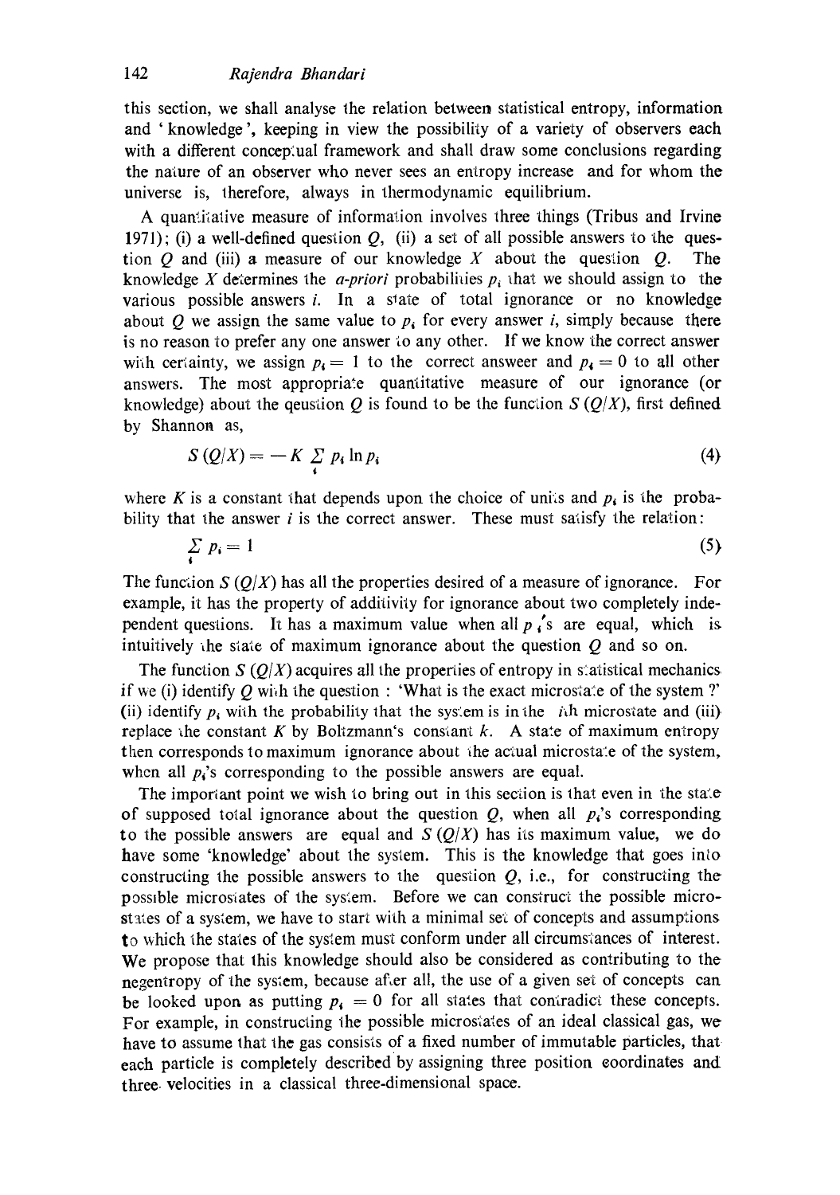this section, we shall analyse the relation between statistical entropy, information and 'knowledge', keeping in view the possibility of a variety of observers each with a different conceptual framework and shall draw some conclusions regarding the nature of an observer who never sees an entropy increase and for whom the universe is, therefore, always in thermodynamic equilibrium.

A quantitative measure of information involves three things (Tribus and Irvine 1971); (i) a well-defined question $Q$, (ii) a set of all possible answers to the question $Q$ and (iii) a measure of our knowledge $X$ about the question $Q$. The knowledge $X$ determines the *a-priori* probabilities $p_i$ that we should assign to the various possible answers $i$. In a state of total ignorance or no knowledge about $Q$ we assign the same value to $p_i$ for every answer $i$, simply because there is no reason to prefer any one answer to any other. If we know the correct answer with certainty, we assign $p_i = 1$ to the correct answeer and $p_i = 0$ to all other answers. The most appropriate quantitative measure of our ignorance (or knowledge) about the qeustion $Q$ is found to be the function $S(Q/X)$, first defined by Shannon as,

$$S(Q/X) = -K \sum_i p_i \ln p_i \tag{4}$$

where $K$ is a constant that depends upon the choice of units and $p_i$ is the probability that the answer $i$ is the correct answer. These must satisfy the relation:

$$\sum_i p_i = 1 \tag{5}$$

The function $S(Q/X)$ has all the properties desired of a measure of ignorance. For example, it has the property of additivity for ignorance about two completely independent questions. It has a maximum value when all $p_i$'s are equal, which is intuitively the state of maximum ignorance about the question $Q$ and so on.

The function $S(Q/X)$ acquires all the properties of entropy in statistical mechanics if we (i) identify $Q$ with the question : 'What is the exact microstate of the system ?' (ii) identify $p_i$ with the probability that the system is in the $i$th microstate and (iii) replace the constant $K$ by Boltzmann's constant $k$. A state of maximum entropy then corresponds to maximum ignorance about the actual microstate of the system, when all $p_i$'s corresponding to the possible answers are equal.

The important point we wish to bring out in this section is that even in the state of supposed total ignorance about the question $Q$, when all $p_i$'s corresponding to the possible answers are equal and $S(Q/X)$ has its maximum value, we do have some 'knowledge' about the system. This is the knowledge that goes into constructing the possible answers to the question $Q$, i.e., for constructing the possible microstates of the system. Before we can construct the possible microstates of a system, we have to start with a minimal set of concepts and assumptions to which the states of the system must conform under all circumstances of interest. We propose that this knowledge should also be considered as contributing to the negentropy of the system, because after all, the use of a given set of concepts can be looked upon as putting $p_i = 0$ for all states that contradict these concepts. For example, in constructing the possible microstates of an ideal classical gas, we have to assume that the gas consists of a fixed number of immutable particles, that each particle is completely described by assigning three position coordinates and three velocities in a classical three-dimensional space.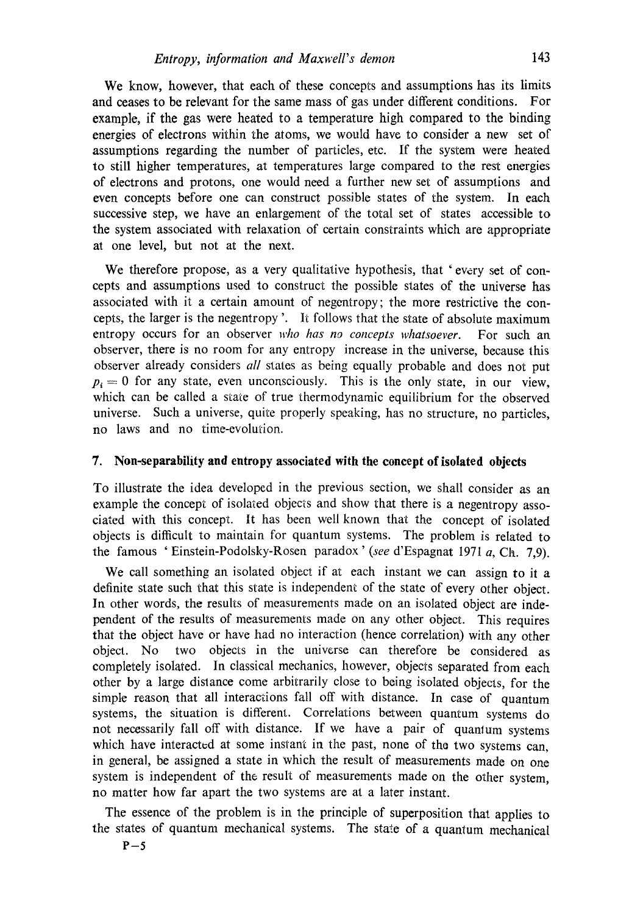We know, however, that each of these concepts and assumptions has its limits and ceases to be relevant for the same mass of gas under different conditions. For example, if the gas were heated to a temperature high compared to the binding energies of electrons within the atoms, we would have to consider a new set of assumptions regarding the number of particles, etc. If the system were heated to still higher temperatures, at temperatures large compared to the rest energies of electrons and protons, one would need a further new set of assumptions and even concepts before one can construct possible states of the system. In each successive step, we have an enlargement of the total set of states accessible to the system associated with relaxation of certain constraints which are appropriate at one level, but not at the next.

We therefore propose, as a very qualitative hypothesis, that 'every set of concepts and assumptions used to construct the possible states of the universe has associated with it a certain amount of negentropy; the more restrictive the concepts, the larger is the negentropy'. It follows that the state of absolute maximum entropy occurs for an observer *who has no concepts whatsoever*. For such an observer, there is no room for any entropy increase in the universe, because this observer already considers *all* states as being equally probable and does not put $p_i = 0$ for any state, even unconsciously. This is the only state, in our view, which can be called a state of true thermodynamic equilibrium for the observed universe. Such a universe, quite properly speaking, has no structure, no particles, no laws and no time-evolution.

## 7. Non-separability and entropy associated with the concept of isolated objects

To illustrate the idea developed in the previous section, we shall consider as an example the concept of isolated objects and show that there is a negentropy associated with this concept. It has been well known that the concept of isolated objects is difficult to maintain for quantum systems. The problem is related to the famous 'Einstein-Podolsky-Rosen paradox' (*see* d'Espagnat 1971 *a*, Ch. 7,9).

We call something an isolated object if at each instant we can assign to it a definite state such that this state is independent of the state of every other object. In other words, the results of measurements made on an isolated object are independent of the results of measurements made on any other object. This requires that the object have or have had no interaction (hence correlation) with any other object. No two objects in the universe can therefore be considered as completely isolated. In classical mechanics, however, objects separated from each other by a large distance come arbitrarily close to being isolated objects, for the simple reason that all interactions fall off with distance. In case of quantum systems, the situation is different. Correlations between quantum systems do not necessarily fall off with distance. If we have a pair of quantum systems which have interacted at some instant in the past, none of the two systems can, in general, be assigned a state in which the result of measurements made on one system is independent of the result of measurements made on the other system, no matter how far apart the two systems are at a later instant.

The essence of the problem is in the principle of superposition that applies to the states of quantum mechanical systems. The state of a quantum mechanical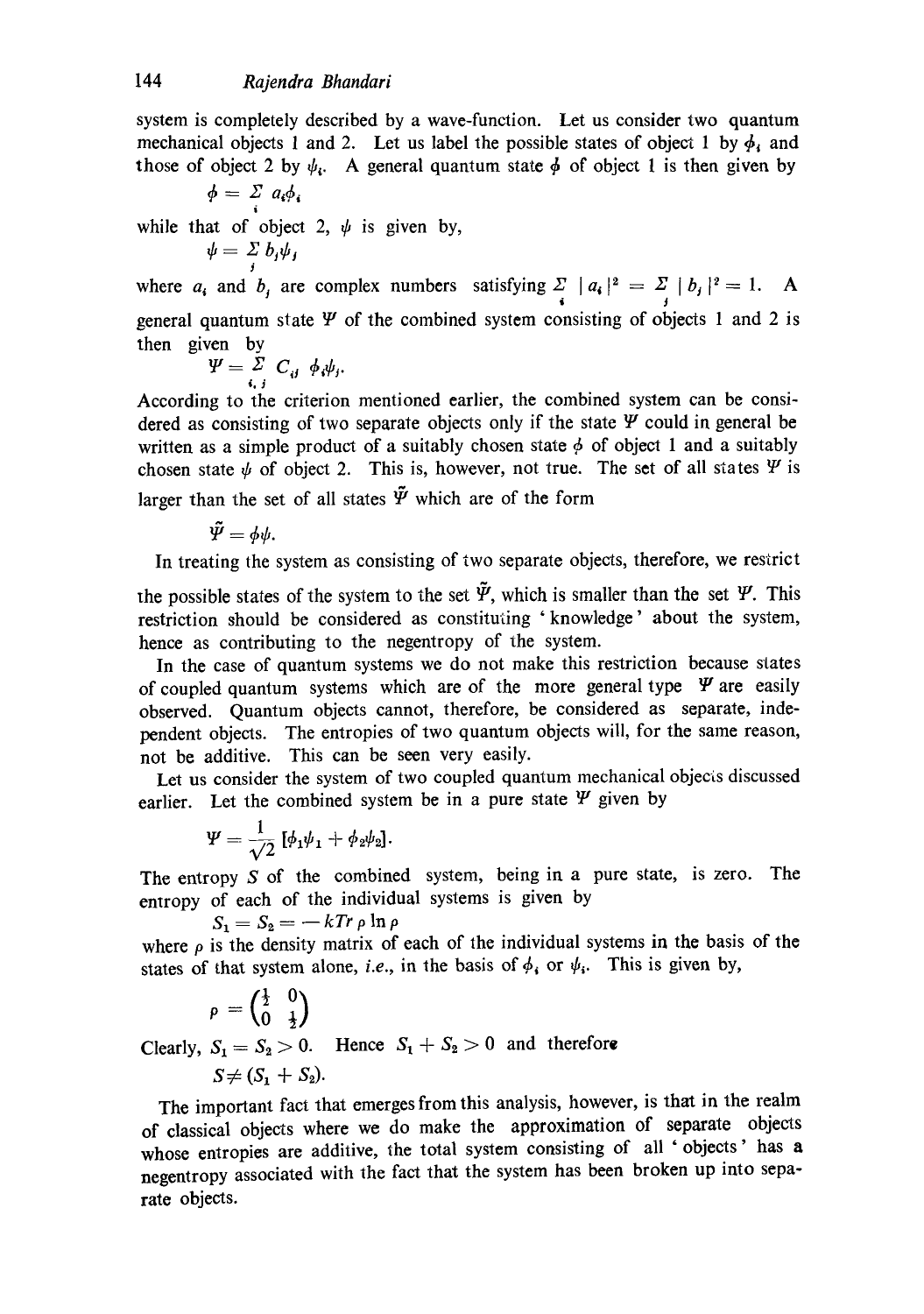system is completely described by a wave-function. Let us consider two quantum mechanical objects 1 and 2. Let us label the possible states of object 1 by $\phi_i$ and those of object 2 by $\psi_i$. A general quantum state $\phi$ of object 1 is then given by

$$\phi = \sum_i a_i \phi_i$$

while that of object 2, $\psi$ is given by,

$$\psi = \sum_j b_j \psi_j$$

where $a_i$ and $b_j$ are complex numbers satisfying $\sum_i |a_i|^2 = \sum_j |b_j|^2 = 1$. A general quantum state $\Psi$ of the combined system consisting of objects 1 and 2 is then given by

$$\Psi = \sum_{i,j} C_{ij}\ \phi_i \psi_j.$$

According to the criterion mentioned earlier, the combined system can be considered as consisting of two separate objects only if the state $\Psi$ could in general be written as a simple product of a suitably chosen state $\phi$ of object 1 and a suitably chosen state $\psi$ of object 2. This is, however, not true. The set of all states $\Psi$ is larger than the set of all states $\tilde{\Psi}$ which are of the form

$$\tilde{\Psi} = \phi\psi.$$

In treating the system as consisting of two separate objects, therefore, we restrict the possible states of the system to the set $\tilde{\Psi}$, which is smaller than the set $\Psi$. This restriction should be considered as constituting 'knowledge' about the system, hence as contributing to the negentropy of the system.

In the case of quantum systems we do not make this restriction because states of coupled quantum systems which are of the more general type $\Psi$ are easily observed. Quantum objects cannot, therefore, be considered as separate, independent objects. The entropies of two quantum objects will, for the same reason, not be additive. This can be seen very easily.

Let us consider the system of two coupled quantum mechanical objects discussed earlier. Let the combined system be in a pure state $\Psi$ given by

$$\Psi = \frac{1}{\sqrt{2}} [\phi_1\psi_1 + \phi_2\psi_2].$$

The entropy $S$ of the combined system, being in a pure state, is zero. The entropy of each of the individual systems is given by

$$S_1 = S_2 = -kTr\, \rho \ln \rho$$

where $\rho$ is the density matrix of each of the individual systems in the basis of the states of that system alone, *i.e.*, in the basis of $\phi_i$ or $\psi_i$. This is given by,

$$\rho = \begin{pmatrix} \frac{1}{2} & 0 \\ 0 & \frac{1}{2} \end{pmatrix}$$

Clearly, $S_1 = S_2 > 0$. Hence $S_1 + S_2 > 0$ and therefore

$$S \neq (S_1 + S_2).$$

The important fact that emerges from this analysis, however, is that in the realm of classical objects where we do make the approximation of separate objects whose entropies are additive, the total system consisting of all 'objects' has a negentropy associated with the fact that the system has been broken up into separate objects.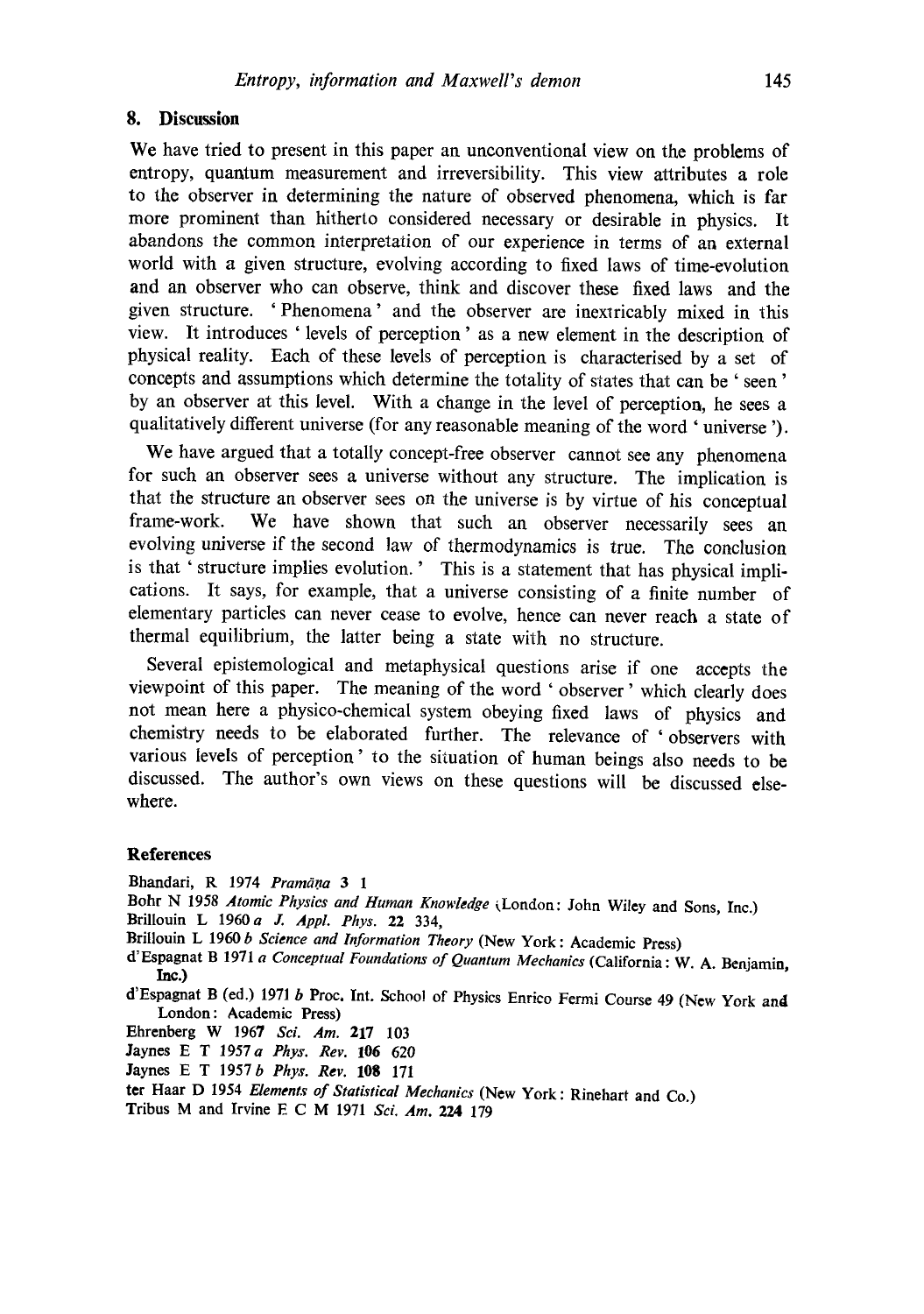## 8. Discussion

We have tried to present in this paper an unconventional view on the problems of entropy, quantum measurement and irreversibility. This view attributes a role to the observer in determining the nature of observed phenomena, which is far more prominent than hitherto considered necessary or desirable in physics. It abandons the common interpretation of our experience in terms of an external world with a given structure, evolving according to fixed laws of time-evolution and an observer who can observe, think and discover these fixed laws and the given structure. 'Phenomena' and the observer are inextricably mixed in this view. It introduces 'levels of perception' as a new element in the description of physical reality. Each of these levels of perception is characterised by a set of concepts and assumptions which determine the totality of states that can be 'seen' by an observer at this level. With a change in the level of perception, he sees a qualitatively different universe (for any reasonable meaning of the word 'universe').

We have argued that a totally concept-free observer cannot see any phenomena for such an observer sees a universe without any structure. The implication is that the structure an observer sees on the universe is by virtue of his conceptual frame-work. We have shown that such an observer necessarily sees an evolving universe if the second law of thermodynamics is true. The conclusion is that 'structure implies evolution.' This is a statement that has physical implications. It says, for example, that a universe consisting of a finite number of elementary particles can never cease to evolve, hence can never reach a state of thermal equilibrium, the latter being a state with no structure.

Several epistemological and metaphysical questions arise if one accepts the viewpoint of this paper. The meaning of the word 'observer' which clearly does not mean here a physico-chemical system obeying fixed laws of physics and chemistry needs to be elaborated further. The relevance of 'observers with various levels of perception' to the situation of human beings also needs to be discussed. The author's own views on these questions will be discussed elsewhere.

## References

Bhandari, R 1974 *Pramāṇa* **3** 1

Bohr N 1958 *Atomic Physics and Human Knowledge* (London: John Wiley and Sons, Inc.)

Brillouin L 1960 *a* *J. Appl. Phys.* **22** 334,

Brillouin L 1960 *b* *Science and Information Theory* (New York: Academic Press)

d'Espagnat B 1971 *a* *Conceptual Foundations of Quantum Mechanics* (California: W. A. Benjamin, Inc.)

d'Espagnat B (ed.) 1971 *b* Proc. Int. School of Physics Enrico Fermi Course 49 (New York and London: Academic Press)

Ehrenberg W 1967 *Sci. Am.* **217** 103

Jaynes E T 1957 *a* *Phys. Rev.* **106** 620

Jaynes E T 1957 *b* *Phys. Rev.* **108** 171

ter Haar D 1954 *Elements of Statistical Mechanics* (New York: Rinehart and Co.)

Tribus M and Irvine E C M 1971 *Sci. Am.* **224** 179